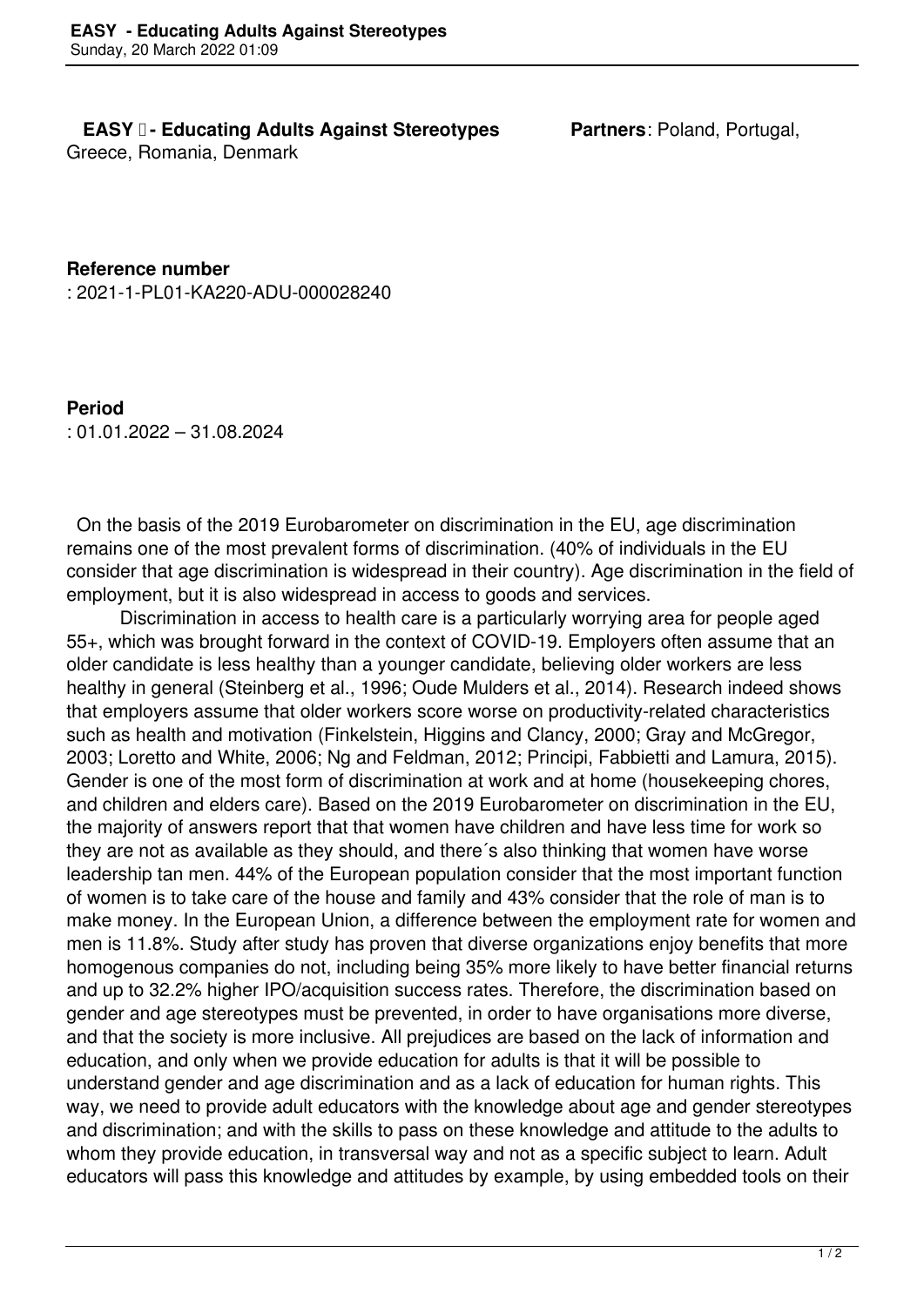**EASY - Educating Adults Against Stereotypes** **Partners**: Poland, Portugal, Greece, Romania, Denmark

**Reference number**
: 2021-1-PL01-KA220-ADU-000028240

**Period**
: 01.01.2022 – 31.08.2024

On the basis of the 2019 Eurobarometer on discrimination in the EU, age discrimination remains one of the most prevalent forms of discrimination. (40% of individuals in the EU consider that age discrimination is widespread in their country). Age discrimination in the field of employment, but it is also widespread in access to goods and services.

Discrimination in access to health care is a particularly worrying area for people aged 55+, which was brought forward in the context of COVID-19. Employers often assume that an older candidate is less healthy than a younger candidate, believing older workers are less healthy in general (Steinberg et al., 1996; Oude Mulders et al., 2014). Research indeed shows that employers assume that older workers score worse on productivity-related characteristics such as health and motivation (Finkelstein, Higgins and Clancy, 2000; Gray and McGregor, 2003; Loretto and White, 2006; Ng and Feldman, 2012; Principi, Fabbietti and Lamura, 2015). Gender is one of the most form of discrimination at work and at home (housekeeping chores, and children and elders care). Based on the 2019 Eurobarometer on discrimination in the EU, the majority of answers report that that women have children and have less time for work so they are not as available as they should, and there´s also thinking that women have worse leadership tan men. 44% of the European population consider that the most important function of women is to take care of the house and family and 43% consider that the role of man is to make money. In the European Union, a difference between the employment rate for women and men is 11.8%. Study after study has proven that diverse organizations enjoy benefits that more homogenous companies do not, including being 35% more likely to have better financial returns and up to 32.2% higher IPO/acquisition success rates. Therefore, the discrimination based on gender and age stereotypes must be prevented, in order to have organisations more diverse, and that the society is more inclusive. All prejudices are based on the lack of information and education, and only when we provide education for adults is that it will be possible to understand gender and age discrimination and as a lack of education for human rights. This way, we need to provide adult educators with the knowledge about age and gender stereotypes and discrimination; and with the skills to pass on these knowledge and attitude to the adults to whom they provide education, in transversal way and not as a specific subject to learn. Adult educators will pass this knowledge and attitudes by example, by using embedded tools on their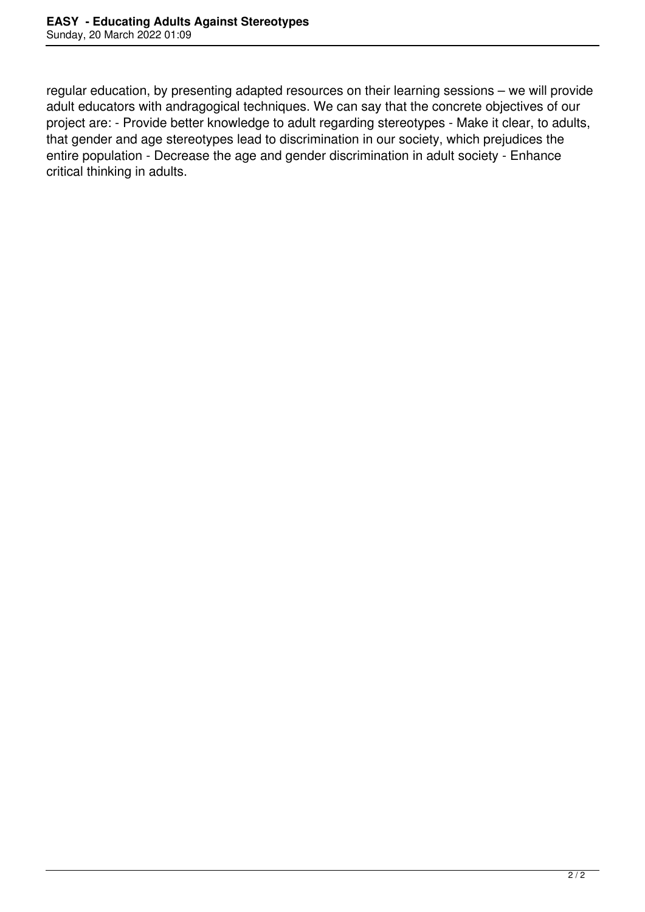regular education, by presenting adapted resources on their learning sessions – we will provide adult educators with andragogical techniques. We can say that the concrete objectives of our project are: - Provide better knowledge to adult regarding stereotypes - Make it clear, to adults, that gender and age stereotypes lead to discrimination in our society, which prejudices the entire population - Decrease the age and gender discrimination in adult society - Enhance critical thinking in adults.